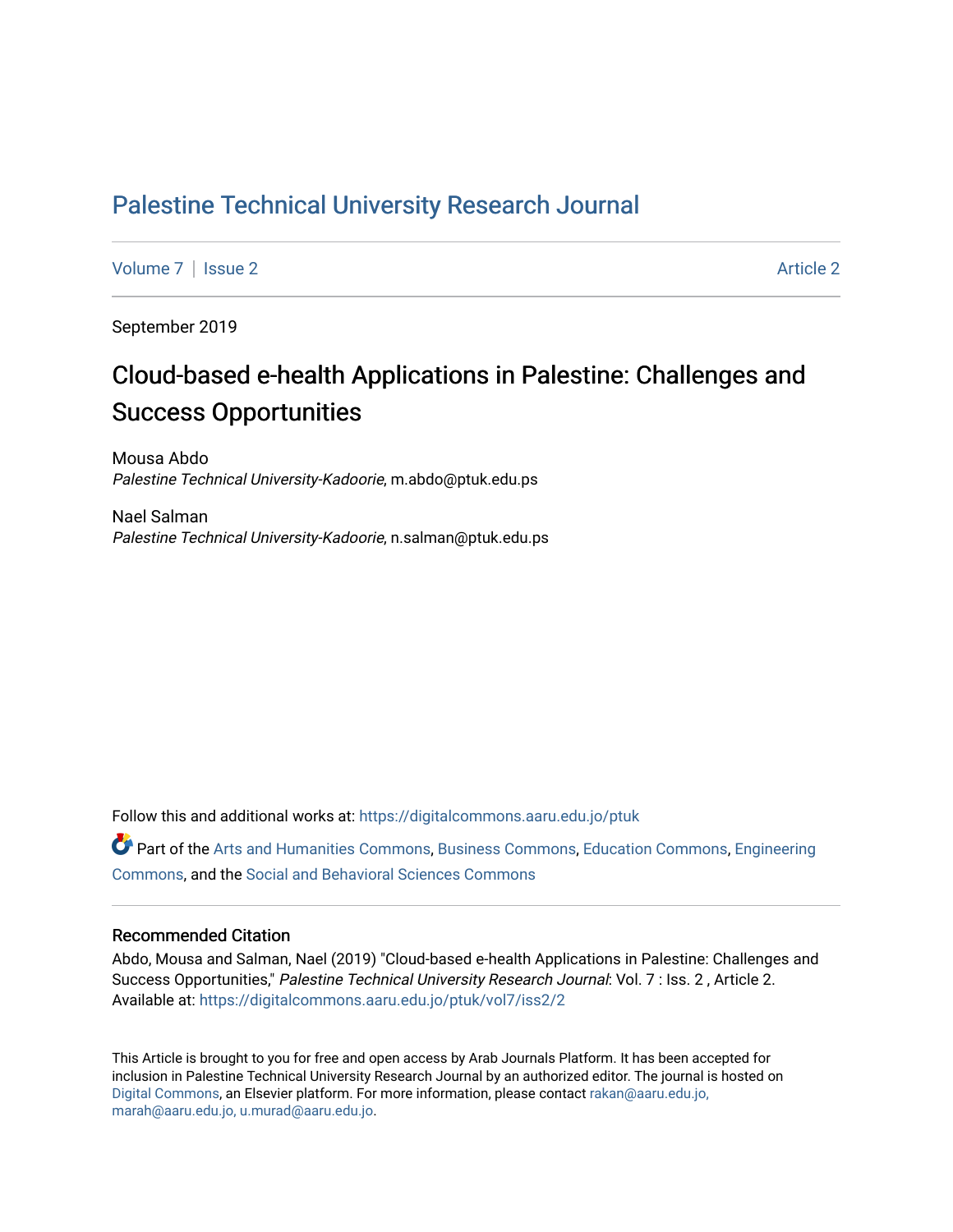# Palestine Technical University Research Journal

Volume 7 | Issue 2 Article 2

September 2019

## Cloud-based e-health Applications in Palestine: Challenges and Success Opportunities

Mousa Abdo
*Palestine Technical University-Kadoorie*, m.abdo@ptuk.edu.ps

Nael Salman
*Palestine Technical University-Kadoorie*, n.salman@ptuk.edu.ps

Follow this and additional works at: https://digitalcommons.aaru.edu.jo/ptuk

Part of the Arts and Humanities Commons, Business Commons, Education Commons, Engineering Commons, and the Social and Behavioral Sciences Commons

### Recommended Citation

Abdo, Mousa and Salman, Nael (2019) "Cloud-based e-health Applications in Palestine: Challenges and Success Opportunities," *Palestine Technical University Research Journal*: Vol. 7 : Iss. 2 , Article 2.
Available at: https://digitalcommons.aaru.edu.jo/ptuk/vol7/iss2/2

This Article is brought to you for free and open access by Arab Journals Platform. It has been accepted for inclusion in Palestine Technical University Research Journal by an authorized editor. The journal is hosted on Digital Commons, an Elsevier platform. For more information, please contact rakan@aaru.edu.jo, marah@aaru.edu.jo, u.murad@aaru.edu.jo.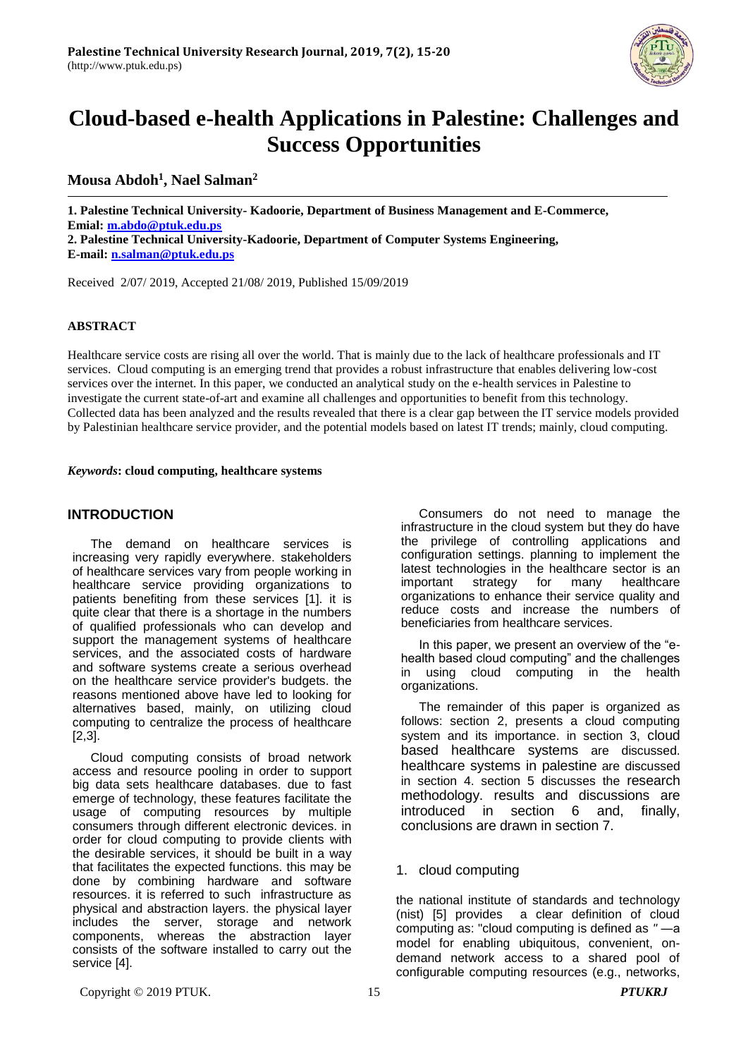# Cloud-based e-health Applications in Palestine: Challenges and Success Opportunities

**Mousa Abdoh[1], Nael Salman[2]**

**1. Palestine Technical University- Kadoorie, Department of Business Management and E-Commerce, Emial: m.abdo@ptuk.edu.ps**
**2. Palestine Technical University-Kadoorie, Department of Computer Systems Engineering, E-mail: n.salman@ptuk.edu.ps**

Received 2/07/ 2019, Accepted 21/08/ 2019, Published 15/09/2019

**ABSTRACT**

Healthcare service costs are rising all over the world. That is mainly due to the lack of healthcare professionals and IT services. Cloud computing is an emerging trend that provides a robust infrastructure that enables delivering low-cost services over the internet. In this paper, we conducted an analytical study on the e-health services in Palestine to investigate the current state-of-art and examine all challenges and opportunities to benefit from this technology. Collected data has been analyzed and the results revealed that there is a clear gap between the IT service models provided by Palestinian healthcare service provider, and the potential models based on latest IT trends; mainly, cloud computing.

***Keywords*: cloud computing, healthcare systems**

## INTRODUCTION

The demand on healthcare services is increasing very rapidly everywhere. stakeholders of healthcare services vary from people working in healthcare service providing organizations to patients benefiting from these services [1]. it is quite clear that there is a shortage in the numbers of qualified professionals who can develop and support the management systems of healthcare services, and the associated costs of hardware and software systems create a serious overhead on the healthcare service provider's budgets. the reasons mentioned above have led to looking for alternatives based, mainly, on utilizing cloud computing to centralize the process of healthcare [2,3].

Cloud computing consists of broad network access and resource pooling in order to support big data sets healthcare databases. due to fast emerge of technology, these features facilitate the usage of computing resources by multiple consumers through different electronic devices. in order for cloud computing to provide clients with the desirable services, it should be built in a way that facilitates the expected functions. this may be done by combining hardware and software resources. it is referred to such infrastructure as physical and abstraction layers. the physical layer includes the server, storage and network components, whereas the abstraction layer consists of the software installed to carry out the service [4].

Consumers do not need to manage the infrastructure in the cloud system but they do have the privilege of controlling applications and configuration settings. planning to implement the latest technologies in the healthcare sector is an important strategy for many healthcare organizations to enhance their service quality and reduce costs and increase the numbers of beneficiaries from healthcare services.

In this paper, we present an overview of the "e-health based cloud computing" and the challenges in using cloud computing in the health organizations.

The remainder of this paper is organized as follows: section 2, presents a cloud computing system and its importance. in section 3, cloud based healthcare systems are discussed. healthcare systems in palestine are discussed in section 4. section 5 discusses the research methodology. results and discussions are introduced in section 6 and, finally, conclusions are drawn in section 7.

## 1. cloud computing

the national institute of standards and technology (nist) [5] provides a clear definition of cloud computing as: "cloud computing is defined as " —a model for enabling ubiquitous, convenient, on-demand network access to a shared pool of configurable computing resources (e.g., networks,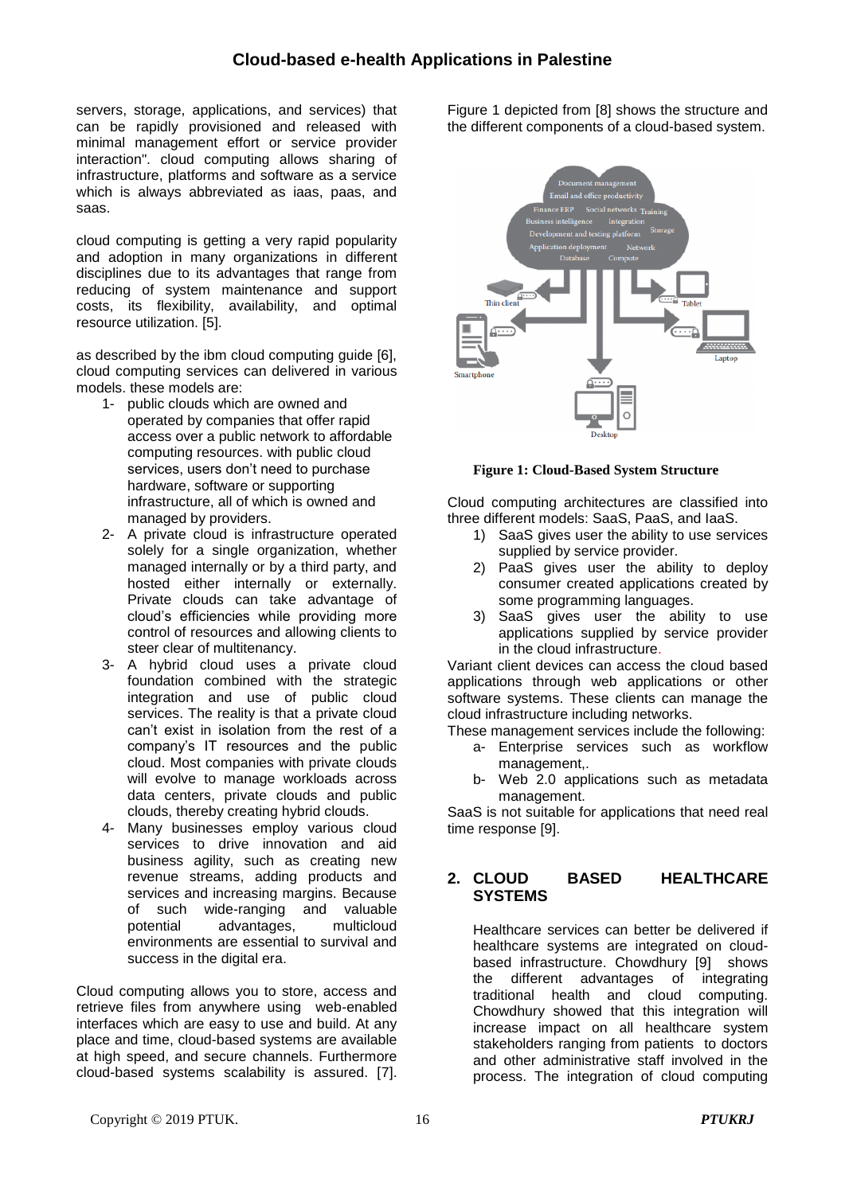servers, storage, applications, and services) that can be rapidly provisioned and released with minimal management effort or service provider interaction". cloud computing allows sharing of infrastructure, platforms and software as a service which is always abbreviated as iaas, paas, and saas.

cloud computing is getting a very rapid popularity and adoption in many organizations in different disciplines due to its advantages that range from reducing of system maintenance and support costs, its flexibility, availability, and optimal resource utilization. [5].

as described by the ibm cloud computing guide [6], cloud computing services can delivered in various models. these models are:

1- public clouds which are owned and operated by companies that offer rapid access over a public network to affordable computing resources. with public cloud services, users don't need to purchase hardware, software or supporting infrastructure, all of which is owned and managed by providers.
2- A private cloud is infrastructure operated solely for a single organization, whether managed internally or by a third party, and hosted either internally or externally. Private clouds can take advantage of cloud's efficiencies while providing more control of resources and allowing clients to steer clear of multitenancy.
3- A hybrid cloud uses a private cloud foundation combined with the strategic integration and use of public cloud services. The reality is that a private cloud can't exist in isolation from the rest of a company's IT resources and the public cloud. Most companies with private clouds will evolve to manage workloads across data centers, private clouds and public clouds, thereby creating hybrid clouds.
4- Many businesses employ various cloud services to drive innovation and aid business agility, such as creating new revenue streams, adding products and services and increasing margins. Because of such wide-ranging and valuable potential advantages, multicloud environments are essential to survival and success in the digital era.

Cloud computing allows you to store, access and retrieve files from anywhere using web-enabled interfaces which are easy to use and build. At any place and time, cloud-based systems are available at high speed, and secure channels. Furthermore cloud-based systems scalability is assured. [7].

Figure 1 depicted from [8] shows the structure and the different components of a cloud-based system.

**Figure 1: Cloud-Based System Structure**

Cloud computing architectures are classified into three different models: SaaS, PaaS, and IaaS.

1) SaaS gives user the ability to use services supplied by service provider.
2) PaaS gives user the ability to deploy consumer created applications created by some programming languages.
3) SaaS gives user the ability to use applications supplied by service provider in the cloud infrastructure.

Variant client devices can access the cloud based applications through web applications or other software systems. These clients can manage the cloud infrastructure including networks.

These management services include the following:

a- Enterprise services such as workflow management,.
b- Web 2.0 applications such as metadata management.

SaaS is not suitable for applications that need real time response [9].

## 2. CLOUD BASED HEALTHCARE SYSTEMS

Healthcare services can better be delivered if healthcare systems are integrated on cloud-based infrastructure. Chowdhury [9] shows the different advantages of integrating traditional health and cloud computing. Chowdhury showed that this integration will increase impact on all healthcare system stakeholders ranging from patients to doctors and other administrative staff involved in the process. The integration of cloud computing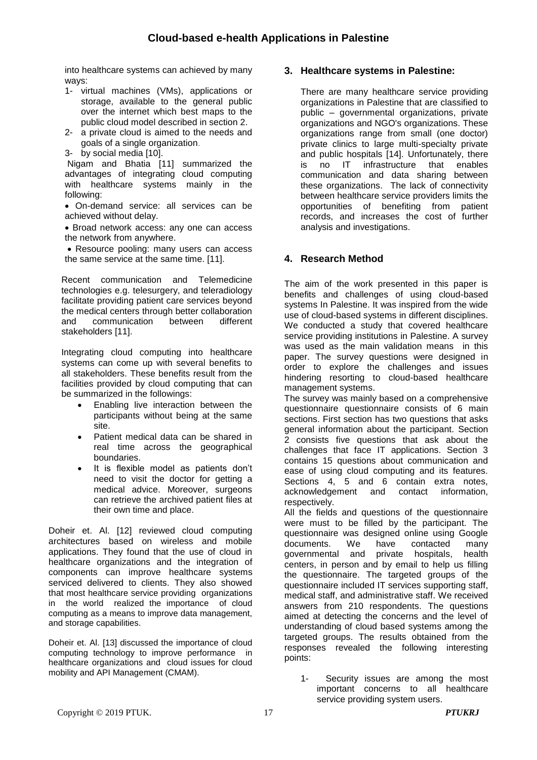into healthcare systems can achieved by many ways:

1- virtual machines (VMs), applications or storage, available to the general public over the internet which best maps to the public cloud model described in section 2.
2- a private cloud is aimed to the needs and goals of a single organization.
3- by social media [10].

Nigam and Bhatia [11] summarized the advantages of integrating cloud computing with healthcare systems mainly in the following:

- On-demand service: all services can be achieved without delay.
- Broad network access: any one can access the network from anywhere.
- Resource pooling: many users can access the same service at the same time. [11].

Recent communication and Telemedicine technologies e.g. telesurgery, and teleradiology facilitate providing patient care services beyond the medical centers through better collaboration and communication between different stakeholders [11].

Integrating cloud computing into healthcare systems can come up with several benefits to all stakeholders. These benefits result from the facilities provided by cloud computing that can be summarized in the followings:

- Enabling live interaction between the participants without being at the same site.
- Patient medical data can be shared in real time across the geographical boundaries.
- It is flexible model as patients don't need to visit the doctor for getting a medical advice. Moreover, surgeons can retrieve the archived patient files at their own time and place.

Doheir et. Al. [12] reviewed cloud computing architectures based on wireless and mobile applications. They found that the use of cloud in healthcare organizations and the integration of components can improve healthcare systems serviced delivered to clients. They also showed that most healthcare service providing organizations in the world realized the importance of cloud computing as a means to improve data management, and storage capabilities.

Doheir et. Al. [13] discussed the importance of cloud computing technology to improve performance in healthcare organizations and cloud issues for cloud mobility and API Management (CMAM).

## 3. Healthcare systems in Palestine:

There are many healthcare service providing organizations in Palestine that are classified to public – governmental organizations, private organizations and NGO's organizations. These organizations range from small (one doctor) private clinics to large multi-specialty private and public hospitals [14]. Unfortunately, there is no IT infrastructure that enables communication and data sharing between these organizations. The lack of connectivity between healthcare service providers limits the opportunities of benefiting from patient records, and increases the cost of further analysis and investigations.

## 4. Research Method

The aim of the work presented in this paper is benefits and challenges of using cloud-based systems In Palestine. It was inspired from the wide use of cloud-based systems in different disciplines. We conducted a study that covered healthcare service providing institutions in Palestine. A survey was used as the main validation means in this paper. The survey questions were designed in order to explore the challenges and issues hindering resorting to cloud-based healthcare management systems.

The survey was mainly based on a comprehensive questionnaire questionnaire consists of 6 main sections. First section has two questions that asks general information about the participant. Section 2 consists five questions that ask about the challenges that face IT applications. Section 3 contains 15 questions about communication and ease of using cloud computing and its features. Sections 4, 5 and 6 contain extra notes, acknowledgement and contact information, respectively.

All the fields and questions of the questionnaire were must to be filled by the participant. The questionnaire was designed online using Google documents. We have contacted many governmental and private hospitals, health centers, in person and by email to help us filling the questionnaire. The targeted groups of the questionnaire included IT services supporting staff, medical staff, and administrative staff. We received answers from 210 respondents. The questions aimed at detecting the concerns and the level of understanding of cloud based systems among the targeted groups. The results obtained from the responses revealed the following interesting points:

1- Security issues are among the most important concerns to all healthcare service providing system users.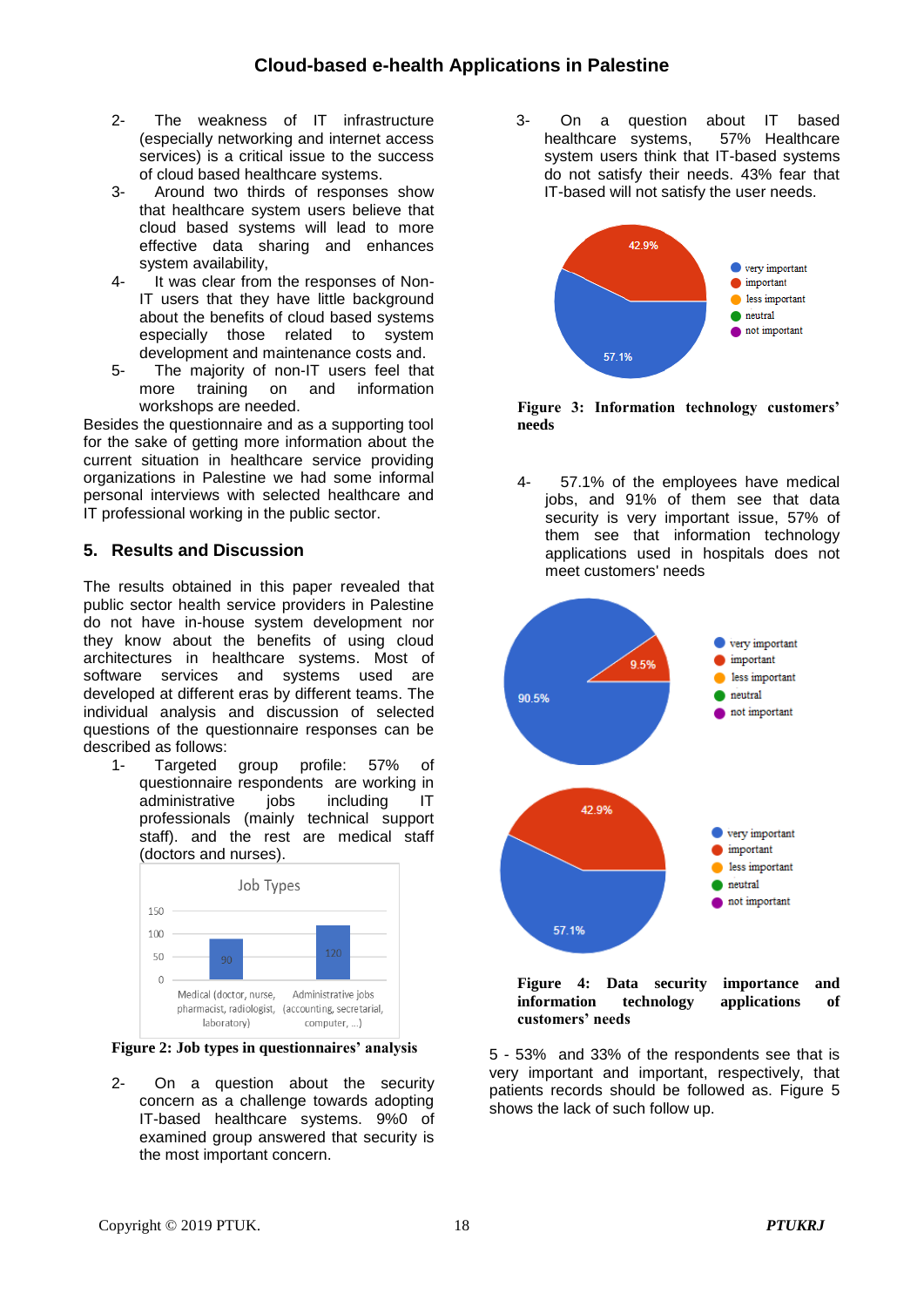2- The weakness of IT infrastructure (especially networking and internet access services) is a critical issue to the success of cloud based healthcare systems.
3- Around two thirds of responses show that healthcare system users believe that cloud based systems will lead to more effective data sharing and enhances system availability,
4- It was clear from the responses of Non-IT users that they have little background about the benefits of cloud based systems especially those related to system development and maintenance costs and.
5- The majority of non-IT users feel that more training on and information workshops are needed.

Besides the questionnaire and as a supporting tool for the sake of getting more information about the current situation in healthcare service providing organizations in Palestine we had some informal personal interviews with selected healthcare and IT professional working in the public sector.

## 5. Results and Discussion

The results obtained in this paper revealed that public sector health service providers in Palestine do not have in-house system development nor they know about the benefits of using cloud architectures in healthcare systems. Most of software services and systems used are developed at different eras by different teams. The individual analysis and discussion of selected questions of the questionnaire responses can be described as follows:

1- Targeted group profile: 57% of questionnaire respondents are working in administrative jobs including IT professionals (mainly technical support staff). and the rest are medical staff (doctors and nurses).

**Figure 2: Job types in questionnaires' analysis**

2- On a question about the security concern as a challenge towards adopting IT-based healthcare systems. 9%0 of examined group answered that security is the most important concern.

3- On a question about IT based healthcare systems, 57% Healthcare system users think that IT-based systems do not satisfy their needs. 43% fear that IT-based will not satisfy the user needs.

**Figure 3: Information technology customers' needs**

4- 57.1% of the employees have medical jobs, and 91% of them see that data security is very important issue, 57% of them see that information technology applications used in hospitals does not meet customers' needs

**Figure 4: Data security importance and information technology applications of customers' needs**

5 - 53% and 33% of the respondents see that is very important and important, respectively, that patients records should be followed as. Figure 5 shows the lack of such follow up.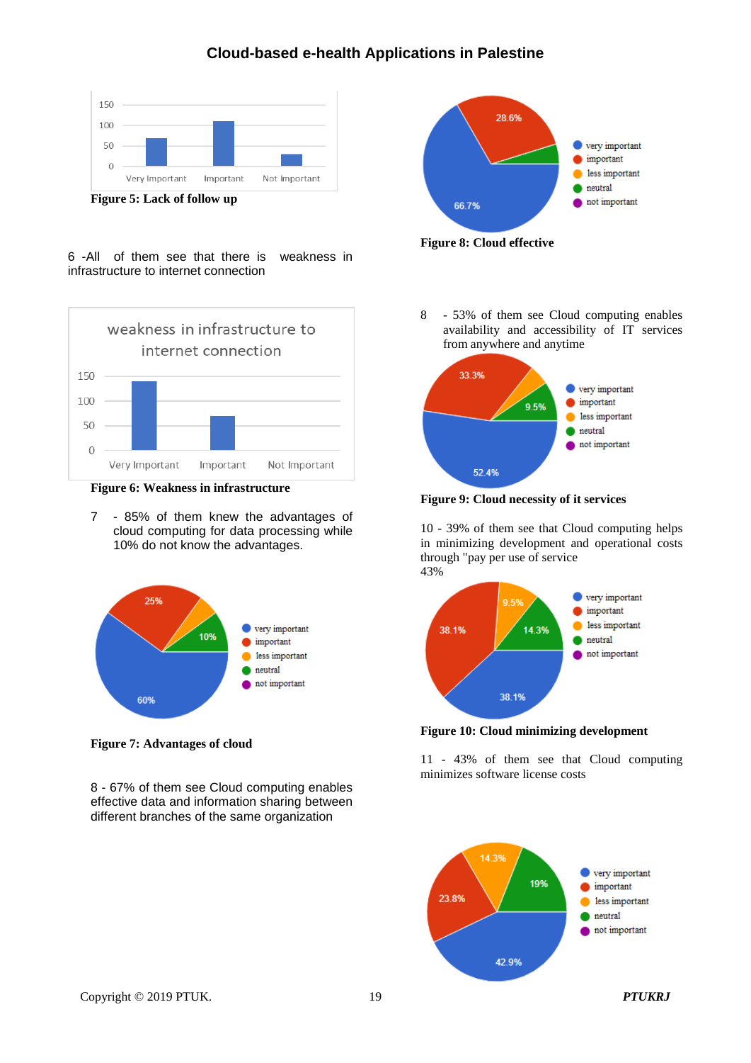**Figure 5: Lack of follow up**

6 -All of them see that there is weakness in infrastructure to internet connection

**Figure 6: Weakness in infrastructure**

7 - 85% of them knew the advantages of cloud computing for data processing while 10% do not know the advantages.

**Figure 7: Advantages of cloud**

8 - 67% of them see Cloud computing enables effective data and information sharing between different branches of the same organization

**Figure 8: Cloud effective**

8 - 53% of them see Cloud computing enables availability and accessibility of IT services from anywhere and anytime

**Figure 9: Cloud necessity of it services**

10 - 39% of them see that Cloud computing helps in minimizing development and operational costs through "pay per use of service
43%

**Figure 10: Cloud minimizing development**

11 - 43% of them see that Cloud computing minimizes software license costs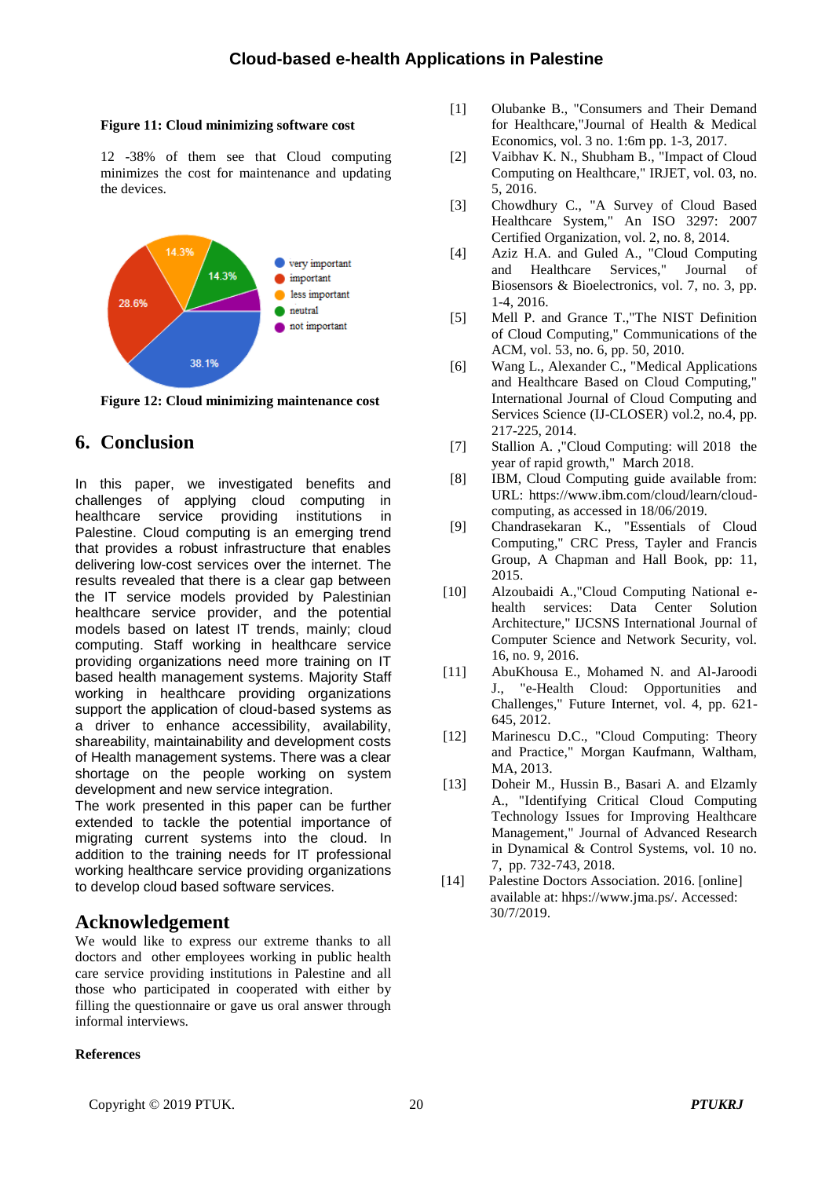**Figure 11: Cloud minimizing software cost**

12 -38% of them see that Cloud computing minimizes the cost for maintenance and updating the devices.

14.3%
14.3%
28.6%
38.1%
very important
important
less important
neutral
not important

**Figure 12: Cloud minimizing maintenance cost**

## 6. Conclusion

In this paper, we investigated benefits and challenges of applying cloud computing in healthcare service providing institutions in Palestine. Cloud computing is an emerging trend that provides a robust infrastructure that enables delivering low-cost services over the internet. The results revealed that there is a clear gap between the IT service models provided by Palestinian healthcare service provider, and the potential models based on latest IT trends, mainly; cloud computing. Staff working in healthcare service providing organizations need more training on IT based health management systems. Majority Staff working in healthcare providing organizations support the application of cloud-based systems as a driver to enhance accessibility, availability, shareability, maintainability and development costs of Health management systems. There was a clear shortage on the people working on system development and new service integration.
The work presented in this paper can be further extended to tackle the potential importance of migrating current systems into the cloud. In addition to the training needs for IT professional working healthcare service providing organizations to develop cloud based software services.

## Acknowledgement

We would like to express our extreme thanks to all doctors and other employees working in public health care service providing institutions in Palestine and all those who participated in cooperated with either by filling the questionnaire or gave us oral answer through informal interviews.

**References**

[1] Olubanke B., "Consumers and Their Demand for Healthcare,"Journal of Health & Medical Economics, vol. 3 no. 1:6m pp. 1-3, 2017.

[2] Vaibhav K. N., Shubham B., "Impact of Cloud Computing on Healthcare," IRJET, vol. 03, no. 5, 2016.

[3] Chowdhury C., "A Survey of Cloud Based Healthcare System," An ISO 3297: 2007 Certified Organization, vol. 2, no. 8, 2014.

[4] Aziz H.A. and Guled A., "Cloud Computing and Healthcare Services," Journal of Biosensors & Bioelectronics, vol. 7, no. 3, pp. 1-4, 2016.

[5] Mell P. and Grance T.,"The NIST Definition of Cloud Computing," Communications of the ACM, vol. 53, no. 6, pp. 50, 2010.

[6] Wang L., Alexander C., "Medical Applications and Healthcare Based on Cloud Computing," International Journal of Cloud Computing and Services Science (IJ-CLOSER) vol.2, no.4, pp. 217-225, 2014.

[7] Stallion A. ,"Cloud Computing: will 2018 the year of rapid growth," March 2018.

[8] IBM, Cloud Computing guide available from: URL: https://www.ibm.com/cloud/learn/cloud-computing, as accessed in 18/06/2019.

[9] Chandrasekaran K., "Essentials of Cloud Computing," CRC Press, Tayler and Francis Group, A Chapman and Hall Book, pp: 11, 2015.

[10] Alzoubaidi A.,"Cloud Computing National e-health services: Data Center Solution Architecture," IJCSNS International Journal of Computer Science and Network Security, vol. 16, no. 9, 2016.

[11] AbuKhousa E., Mohamed N. and Al-Jaroodi J., "e-Health Cloud: Opportunities and Challenges," Future Internet, vol. 4, pp. 621-645, 2012.

[12] Marinescu D.C., "Cloud Computing: Theory and Practice," Morgan Kaufmann, Waltham, MA, 2013.

[13] Doheir M., Hussin B., Basari A. and Elzamly A., "Identifying Critical Cloud Computing Technology Issues for Improving Healthcare Management," Journal of Advanced Research in Dynamical & Control Systems, vol. 10 no. 7, pp. 732-743, 2018.

[14] Palestine Doctors Association. 2016. [online] available at: hhps://www.jma.ps/. Accessed: 30/7/2019.